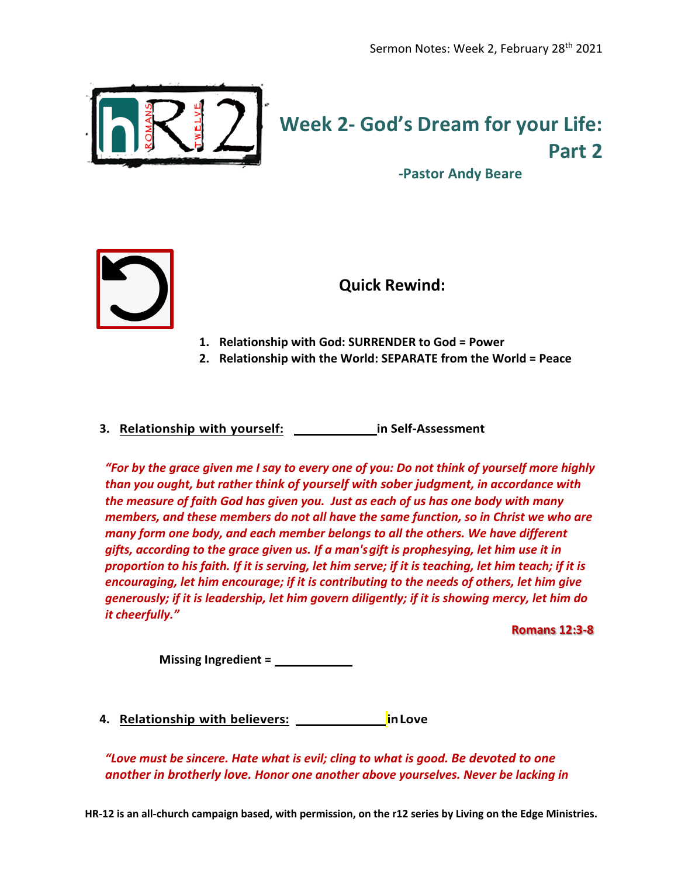# Week 2- God's Dream for your Life: Part 2

**-Pastor Andy Beare**

## Quick Rewind:

1. **Relationship with God: SURRENDER to God = Power**
2. **Relationship with the World: SEPARATE from the World = Peace**

3. **Relationship with yourself:** ____________ **in Self-Assessment**

*"For by the grace given me I say to every one of you: Do not think of yourself more highly than you ought, but rather think of yourself with sober judgment, in accordance with the measure of faith God has given you. Just as each of us has one body with many members, and these members do not all have the same function, so in Christ we who are many form one body, and each member belongs to all the others. We have different gifts, according to the grace given us. If a man's gift is prophesying, let him use it in proportion to his faith. If it is serving, let him serve; if it is teaching, let him teach; if it is encouraging, let him encourage; if it is contributing to the needs of others, let him give generously; if it is leadership, let him govern diligently; if it is showing mercy, let him do it cheerfully."*

**Romans 12:3-8**

**Missing Ingredient =** ____________

4. **Relationship with believers:** ____________ **in Love**

*"Love must be sincere. Hate what is evil; cling to what is good. Be devoted to one another in brotherly love. Honor one another above yourselves. Never be lacking in*

**HR-12 is an all-church campaign based, with permission, on the r12 series by Living on the Edge Ministries.**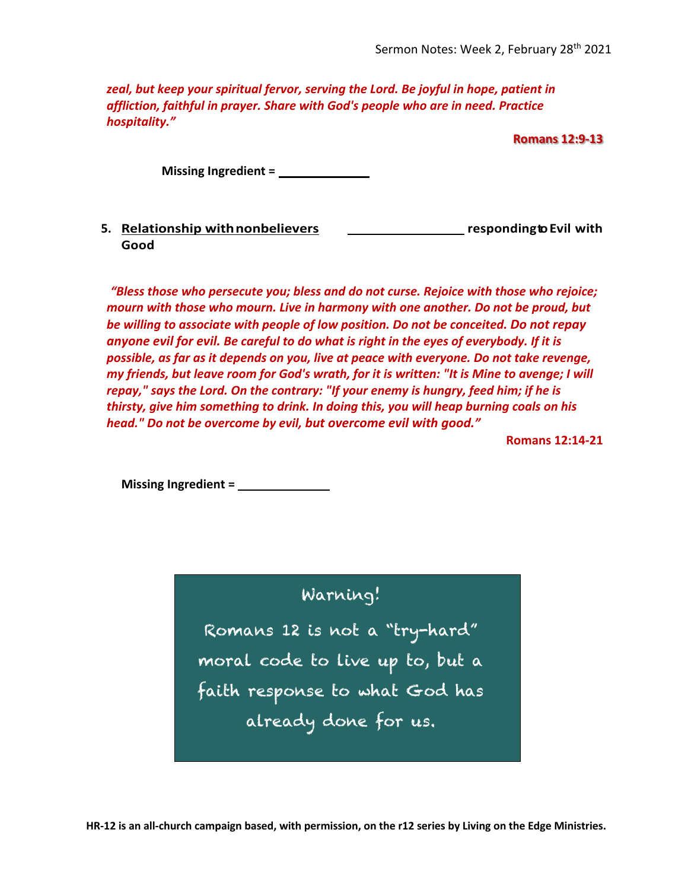*zeal, but keep your spiritual fervor, serving the Lord. Be joyful in hope, patient in affliction, faithful in prayer. Share with God's people who are in need. Practice hospitality."*

**Romans 12:9-13**

**Missing Ingredient = \_\_\_\_\_\_\_\_\_\_\_\_\_\_**

5. **Relationship with nonbelievers** \_\_\_\_\_\_\_\_\_\_\_\_\_\_\_\_\_\_ **responding to Evil with Good**

*"Bless those who persecute you; bless and do not curse. Rejoice with those who rejoice; mourn with those who mourn. Live in harmony with one another. Do not be proud, but be willing to associate with people of low position. Do not be conceited. Do not repay anyone evil for evil. Be careful to do what is right in the eyes of everybody. If it is possible, as far as it depends on you, live at peace with everyone. Do not take revenge, my friends, but leave room for God's wrath, for it is written: "It is Mine to avenge; I will repay," says the Lord. On the contrary: "If your enemy is hungry, feed him; if he is thirsty, give him something to drink. In doing this, you will heap burning coals on his head." Do not be overcome by evil, but overcome evil with good."*

**Romans 12:14-21**

**Missing Ingredient = \_\_\_\_\_\_\_\_\_\_\_\_\_\_**

Warning!

Romans 12 is not a "try-hard" moral code to live up to, but a faith response to what God has already done for us.

**HR-12 is an all-church campaign based, with permission, on the r12 series by Living on the Edge Ministries.**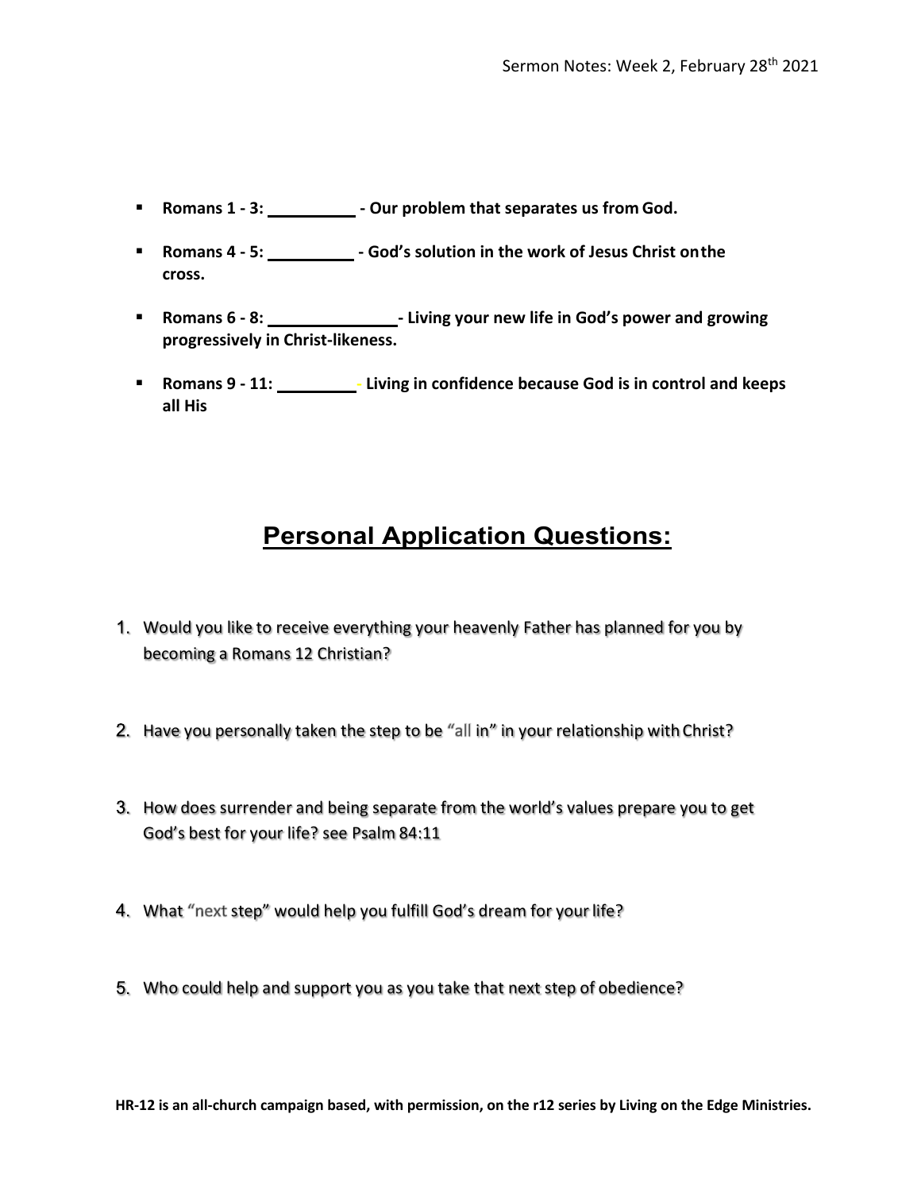Sermon Notes: Week 2, February 28th 2021

- **Romans 1 - 3: __________ - Our problem that separates us from God.**
- **Romans 4 - 5: __________ - God's solution in the work of Jesus Christ onthe cross.**
- **Romans 6 - 8: ______________- Living your new life in God's power and growing progressively in Christ-likeness.**
- **Romans 9 - 11: _________ - Living in confidence because God is in control and keeps all His**

## Personal Application Questions:

1. Would you like to receive everything your heavenly Father has planned for you by becoming a Romans 12 Christian?
2. Have you personally taken the step to be "all in" in your relationship with Christ?
3. How does surrender and being separate from the world's values prepare you to get God's best for your life? see Psalm 84:11
4. What "next step" would help you fulfill God's dream for your life?
5. Who could help and support you as you take that next step of obedience?

**HR-12 is an all-church campaign based, with permission, on the r12 series by Living on the Edge Ministries.**